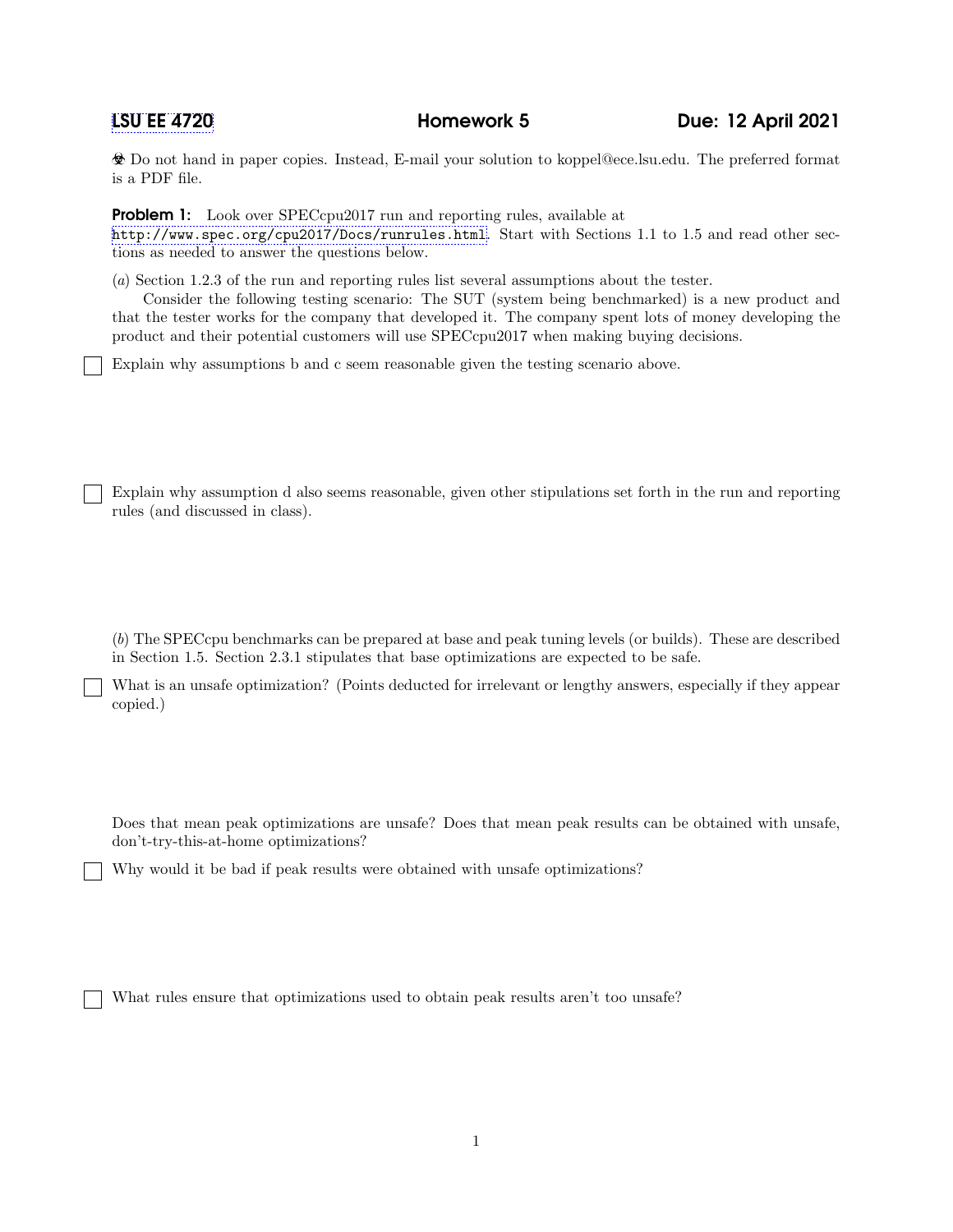**LSU EE 4720** **Homework 5** **Due: 12 April 2021**

☣ Do not hand in paper copies. Instead, E-mail your solution to koppel@ece.lsu.edu. The preferred format is a PDF file.

**Problem 1:** Look over SPECcpu2017 run and reporting rules, available at http://www.spec.org/cpu2017/Docs/runrules.html. Start with Sections 1.1 to 1.5 and read other sections as needed to answer the questions below.

(*a*) Section 1.2.3 of the run and reporting rules list several assumptions about the tester.

Consider the following testing scenario: The SUT (system being benchmarked) is a new product and that the tester works for the company that developed it. The company spent lots of money developing the product and their potential customers will use SPECcpu2017 when making buying decisions.

☐ Explain why assumptions b and c seem reasonable given the testing scenario above.

☐ Explain why assumption d also seems reasonable, given other stipulations set forth in the run and reporting rules (and discussed in class).

(*b*) The SPECcpu benchmarks can be prepared at base and peak tuning levels (or builds). These are described in Section 1.5. Section 2.3.1 stipulates that base optimizations are expected to be safe.

☐ What is an unsafe optimization? (Points deducted for irrelevant or lengthy answers, especially if they appear copied.)

Does that mean peak optimizations are unsafe? Does that mean peak results can be obtained with unsafe, don't-try-this-at-home optimizations?

☐ Why would it be bad if peak results were obtained with unsafe optimizations?

☐ What rules ensure that optimizations used to obtain peak results aren't too unsafe?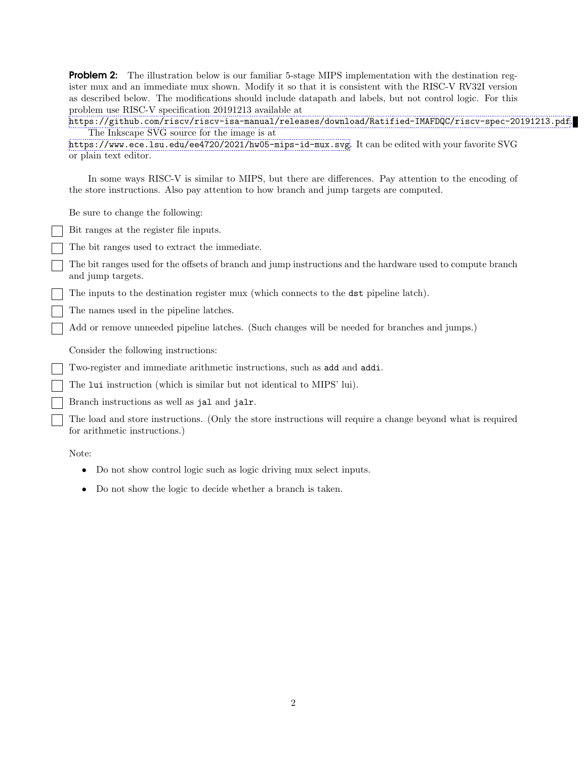**Problem 2:** The illustration below is our familiar 5-stage MIPS implementation with the destination register mux and an immediate mux shown. Modify it so that it is consistent with the RISC-V RV32I version as described below. The modifications should include datapath and labels, but not control logic. For this problem use RISC-V specification 20191213 available at https://github.com/riscv/riscv-isa-manual/releases/download/Ratified-IMAFDQC/riscv-spec-20191213.pdf.

The Inkscape SVG source for the image is at https://www.ece.lsu.edu/ee4720/2021/hw05-mips-id-mux.svg. It can be edited with your favorite SVG or plain text editor.

In some ways RISC-V is similar to MIPS, but there are differences. Pay attention to the encoding of the store instructions. Also pay attention to how branch and jump targets are computed.

Be sure to change the following:

- [ ] Bit ranges at the register file inputs.
- [ ] The bit ranges used to extract the immediate.
- [ ] The bit ranges used for the offsets of branch and jump instructions and the hardware used to compute branch and jump targets.
- [ ] The inputs to the destination register mux (which connects to the `dst` pipeline latch).
- [ ] The names used in the pipeline latches.
- [ ] Add or remove unneeded pipeline latches. (Such changes will be needed for branches and jumps.)

Consider the following instructions:

- [ ] Two-register and immediate arithmetic instructions, such as `add` and `addi`.
- [ ] The `lui` instruction (which is similar but not identical to MIPS' lui).
- [ ] Branch instructions as well as `jal` and `jalr`.
- [ ] The load and store instructions. (Only the store instructions will require a change beyond what is required for arithmetic instructions.)

Note:

- Do not show control logic such as logic driving mux select inputs.
- Do not show the logic to decide whether a branch is taken.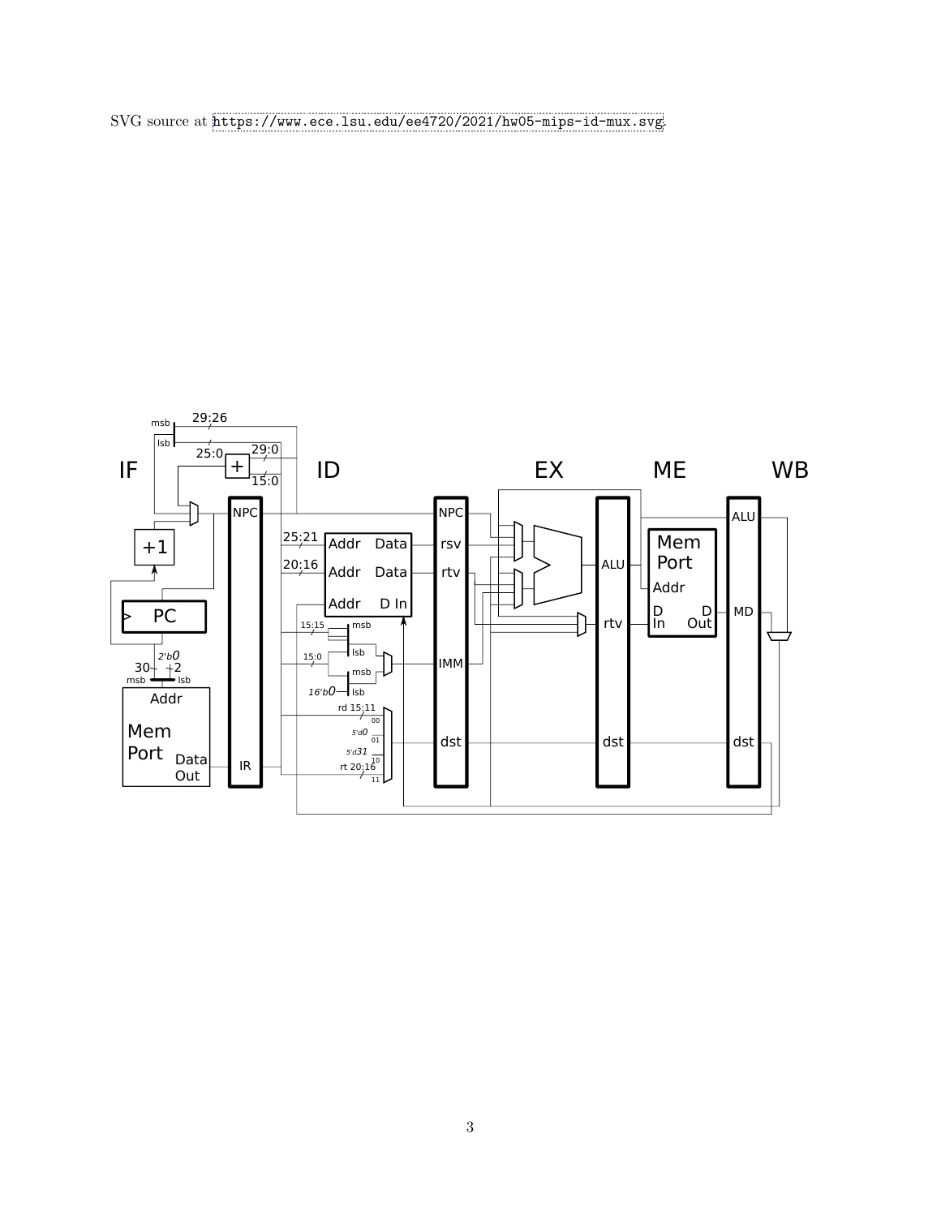SVG source at https://www.ece.lsu.edu/ee4720/2021/hw05-mips-id-mux.svg.

IF

ID

EX

ME

WB

msb
29:26
lsb
25:0
29:0
15:0
NPC
+1
PC
2'b0
30
+2
msb
lsb
Addr
Mem
Port
Data
Out
IR
25:21
20:16
Addr
Data
Addr
Data
Addr
D In
15:15
msb
15:0
lsb
msb
16'b0
lsb
rd 15:11
00
5'd0
01
5'd31
10
rt 20:16
11
NPC
rsv
rtv
IMM
dst
ALU
rtv
dst
Mem
Port
Addr
D
In
D
Out
ALU
MD
dst